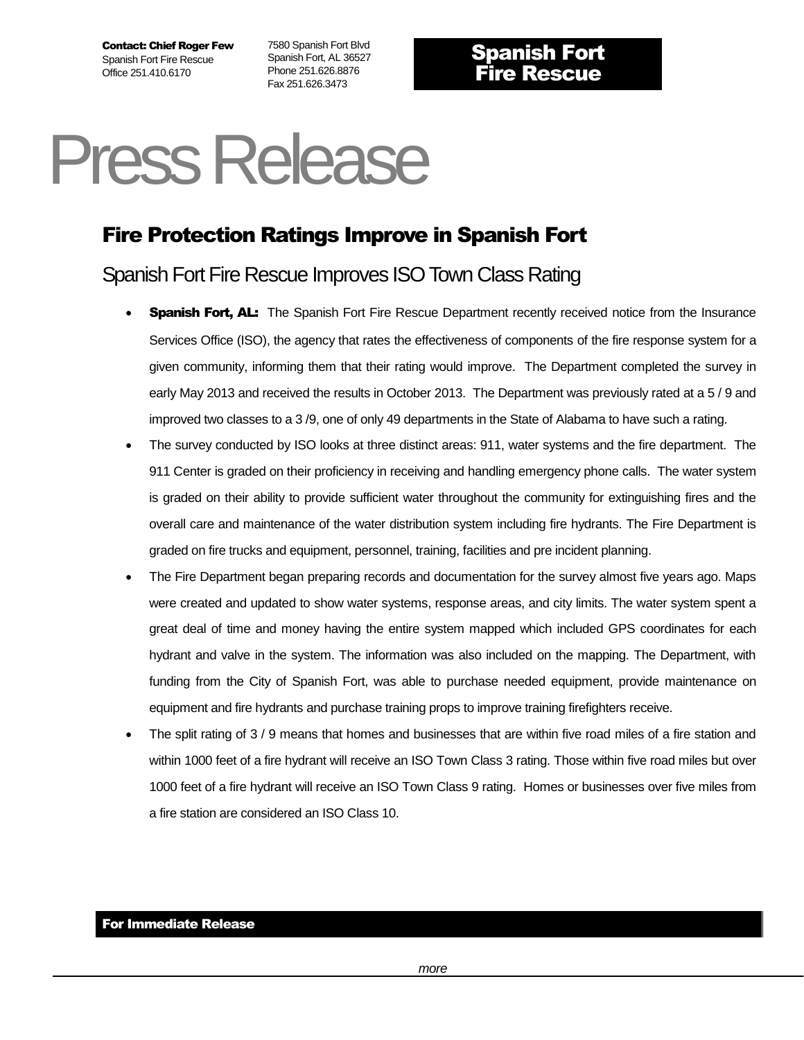**Contact: Chief Roger Few**
Spanish Fort Fire Rescue
Office 251.410.6170

7580 Spanish Fort Blvd
Spanish Fort, AL 36527
Phone 251.626.8876
Fax 251.626.3473

**Spanish Fort Fire Rescue**

# Press Release

## Fire Protection Ratings Improve in Spanish Fort

### Spanish Fort Fire Rescue Improves ISO Town Class Rating

- **Spanish Fort, AL:** The Spanish Fort Fire Rescue Department recently received notice from the Insurance Services Office (ISO), the agency that rates the effectiveness of components of the fire response system for a given community, informing them that their rating would improve. The Department completed the survey in early May 2013 and received the results in October 2013. The Department was previously rated at a 5 / 9 and improved two classes to a 3 /9, one of only 49 departments in the State of Alabama to have such a rating.
- The survey conducted by ISO looks at three distinct areas: 911, water systems and the fire department. The 911 Center is graded on their proficiency in receiving and handling emergency phone calls. The water system is graded on their ability to provide sufficient water throughout the community for extinguishing fires and the overall care and maintenance of the water distribution system including fire hydrants. The Fire Department is graded on fire trucks and equipment, personnel, training, facilities and pre incident planning.
- The Fire Department began preparing records and documentation for the survey almost five years ago. Maps were created and updated to show water systems, response areas, and city limits. The water system spent a great deal of time and money having the entire system mapped which included GPS coordinates for each hydrant and valve in the system. The information was also included on the mapping. The Department, with funding from the City of Spanish Fort, was able to purchase needed equipment, provide maintenance on equipment and fire hydrants and purchase training props to improve training firefighters receive.
- The split rating of 3 / 9 means that homes and businesses that are within five road miles of a fire station and within 1000 feet of a fire hydrant will receive an ISO Town Class 3 rating. Those within five road miles but over 1000 feet of a fire hydrant will receive an ISO Town Class 9 rating. Homes or businesses over five miles from a fire station are considered an ISO Class 10.

**For Immediate Release**

*more*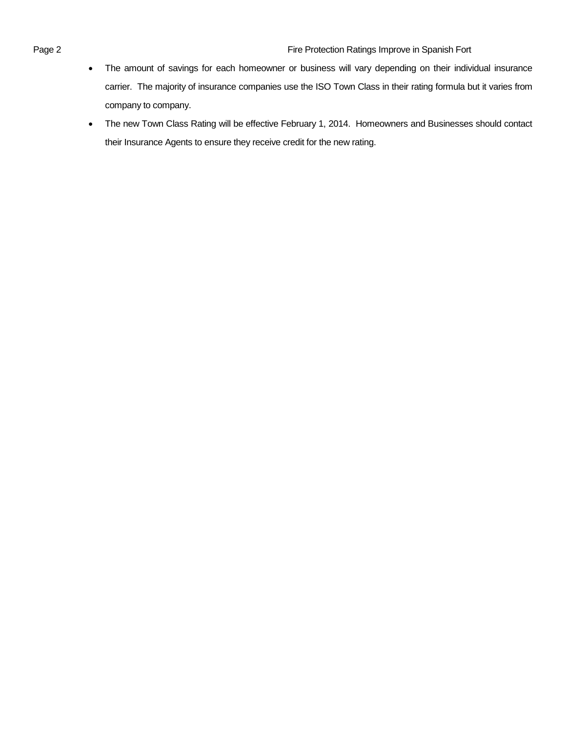- The amount of savings for each homeowner or business will vary depending on their individual insurance carrier. The majority of insurance companies use the ISO Town Class in their rating formula but it varies from company to company.
- The new Town Class Rating will be effective February 1, 2014. Homeowners and Businesses should contact their Insurance Agents to ensure they receive credit for the new rating.